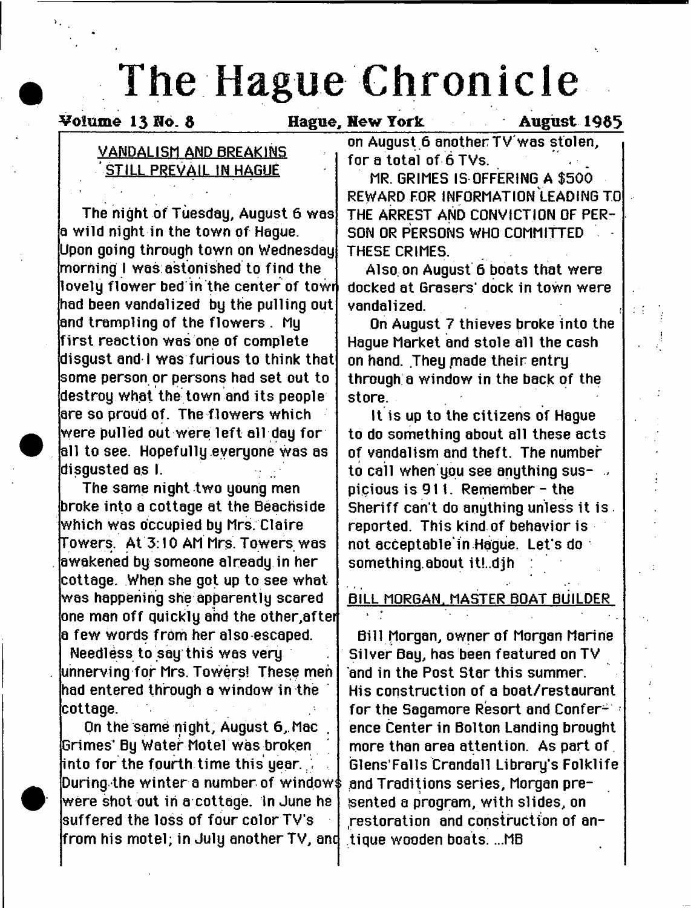# The Hague Chronicle

**Volume 13 No. 8** **Hague, New York** **August 1985**

## VANDALISM AND BREAKINS STILL PREVAIL IN HAGUE

The night of Tuesday, August 6 was a wild night in the town of Hague. Upon going through town on Wednesday morning I was astonished to find the lovely flower bed in the center of town had been vandalized by the pulling out and trampling of the flowers. My first reaction was one of complete disgust and I was furious to think that some person or persons had set out to destroy what the town and its people are so proud of. The flowers which were pulled out were left all day for all to see. Hopefully everyone was as disgusted as I.

The same night two young men broke into a cottage at the Beachside which was occupied by Mrs. Claire Towers. At 3:10 AM Mrs. Towers was awakened by someone already in her cottage. When she got up to see what was happening she apparently scared one man off quickly and the other, after a few words from her also escaped. Needless to say this was very unnerving for Mrs. Towers! These men had entered through a window in the cottage.

On the same night, August 6, Mac Grimes' By Water Motel was broken into for the fourth time this year. During the winter a number of windows were shot out in a cottage. In June he suffered the loss of four color TV's from his motel; in July another TV, and on August 6 another TV was stolen, for a total of 6 TVs.

MR. GRIMES IS OFFERING A $500 REWARD FOR INFORMATION LEADING TO THE ARREST AND CONVICTION OF PERSON OR PERSONS WHO COMMITTED THESE CRIMES.

Also on August 6 boats that were docked at Grasers' dock in town were vandalized.

On August 7 thieves broke into the Hague Market and stole all the cash on hand. They made their entry through a window in the back of the store.

It is up to the citizens of Hague to do something about all these acts of vandalism and theft. The number to call when you see anything suspicious is 911. Remember - the Sheriff can't do anything unless it is reported. This kind of behavior is not acceptable in Hague. Let's do something about it!..djh

## BILL MORGAN, MASTER BOAT BUILDER

Bill Morgan, owner of Morgan Marine Silver Bay, has been featured on TV and in the Post Star this summer. His construction of a boat/restaurant for the Sagamore Resort and Conference Center in Bolton Landing brought more than area attention. As part of Glens Falls Crandall Library's Folklife and Traditions series, Morgan presented a program, with slides, on restoration and construction of antique wooden boats. ...MB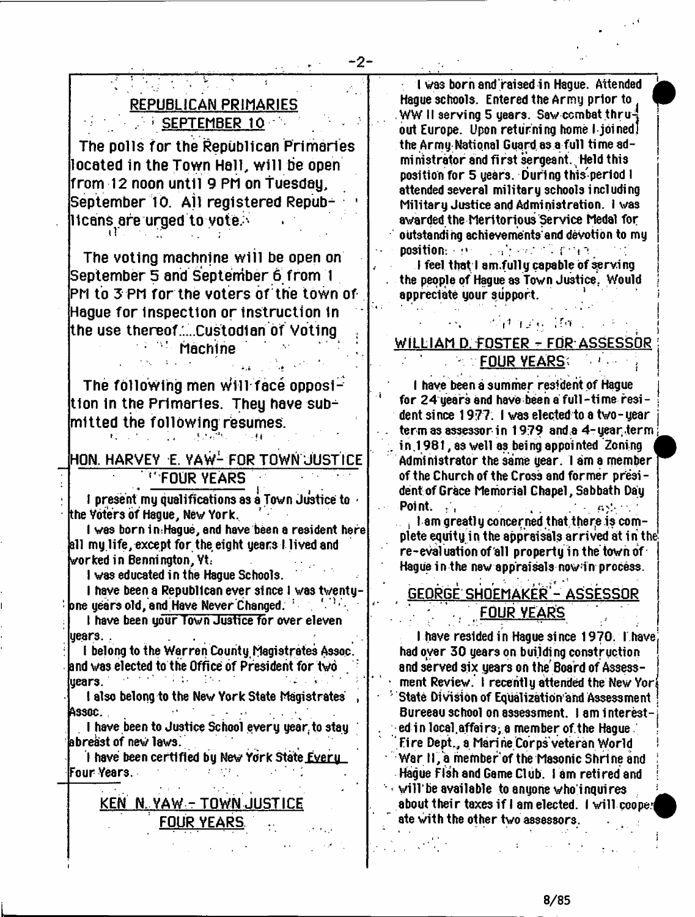## REPUBLICAN PRIMARIES
## SEPTEMBER 10

The polls for the Republican Primaries located in the Town Hall, will be open from 12 noon until 9 PM on Tuesday, September 10. All registered Republicans are urged to vote.

The voting machnine will be open on September 5 and September 6 from 1 PM to 3 PM for the voters of the town of Hague for inspection or instruction in the use thereof.....Custodian of Voting Machine

The following men will face opposition in the Primaries. They have submitted the following resumes.

### HON. HARVEY E. YAW - FOR TOWN JUSTICE FOUR YEARS

I present my qualifications as a Town Justice to the Voters of Hague, New York.

I was born in Hague, and have been a resident here all my life, except for the eight years I lived and worked in Bennington, Vt.

I was educated in the Hague Schools.

I have been a Republican ever since I was twenty-one years old, and Have Never Changed.

I have been your Town Justice for over eleven years.

I belong to the Warren County Magistrates Assoc. and was elected to the Office of President for two years.

I also belong to the New York State Magistrates Assoc.

I have been to Justice School every year to stay abreast of new laws.

I have been certified by New York State Every Four Years.

### KEN N. YAW - TOWN JUSTICE FOUR YEARS

I was born and raised in Hague. Attended Hague schools. Entered the Army prior to WW II serving 5 years. Saw combat thru-out Europe. Upon returning home I joined the Army National Guard as a full time administrator and first sergeant. Held this position for 5 years. During this period I attended several military schools including Military Justice and Administration. I was awarded the Meritorious Service Medal for outstanding achievements and devotion to my position.

I feel that I am fully capable of serving the people of Hague as Town Justice. Would appreciate your support.

### WILLIAM D. FOSTER - FOR ASSESSOR FOUR YEARS

I have been a summer resident of Hague for 24 years and have been a full-time resident since 1977. I was elected to a two-year term as assessor in 1979 and a 4-year term in 1981, as well as being appointed Zoning Administrator the same year. I am a member of the Church of the Cross and former president of Grace Memorial Chapel, Sabbath Day Point.

I am greatly concerned that there is complete equity in the appraisals arrived at in the re-evaluation of all property in the town of Hague in the new appraisals now in process.

### GEORGE SHOEMAKER - ASSESSOR FOUR YEARS

I have resided in Hague since 1970. I have had over 30 years on building construction and served six years on the Board of Assessment Review. I recently attended the New York State Division of Equalization and Assessment Bureeau school on assessment. I am interested in local affairs, a member of the Hague Fire Dept., a Marine Corps veteran World War II, a member of the Masonic Shrine and Hague Fish and Game Club. I am retired and will be available to anyone who inquires about their taxes if I am elected. I will cooperate with the other two assessors.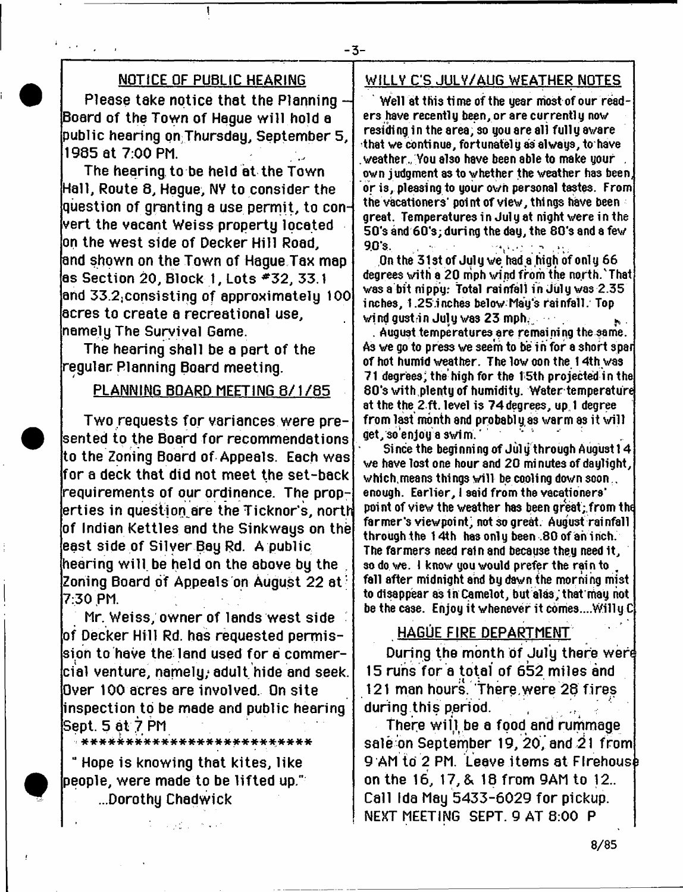## NOTICE OF PUBLIC HEARING

Please take notice that the Planning Board of the Town of Hague will hold a public hearing on Thursday, September 5, 1985 at 7:00 PM.

The hearing to be held at the Town Hall, Route 8, Hague, NY to consider the question of granting a use permit, to convert the vacant Weiss property located on the west side of Decker Hill Road, and shown on the Town of Hague Tax map as Section 20, Block 1, Lots #32, 33.1 and 33.2, consisting of approximately 100 acres to create a recreational use, namely The Survival Game.

The hearing shall be a part of the regular Planning Board meeting.

## PLANNING BOARD MEETING 8/1/85

Two requests for variances were presented to the Board for recommendations to the Zoning Board of Appeals. Each was for a deck that did not meet the set-back requirements of our ordinance. The properties in question are the Ticknor's, north of Indian Kettles and the Sinkways on the east side of Silver Bay Rd. A public hearing will be held on the above by the Zoning Board of Appeals on August 22 at 7:30 PM.

Mr. Weiss, owner of lands west side of Decker Hill Rd. has requested permission to have the land used for a commercial venture, namely, adult hide and seek. Over 100 acres are involved. On site inspection to be made and public hearing Sept. 5 at 7 PM

**************************

" Hope is knowing that kites, like people, were made to be lifted up."
...Dorothy Chadwick

## WILLY C'S JULY/AUG WEATHER NOTES

Well at this time of the year most of our readers have recently been, or are currently now residing in the area, so you are all fully aware that we continue, fortunately as always, to have weather. You also have been able to make your own judgment as to whether the weather has been, or is, pleasing to your own personal tastes. From the vacationers' point of view, things have been great. Temperatures in July at night were in the 50's and 60's; during the day, the 80's and a few 90's.

On the 31st of July we had a high of only 66 degrees with a 20 mph wind from the north. That was a bit nippy. Total rainfall in July was 2.35 inches, 1.25 inches below May's rainfall. Top wind gust in July was 23 mph.

August temperatures are remaining the same. As we go to press we seem to be in for a short span of hot humid weather. The low oon the 14th was 71 degrees; the high for the 15th projected in the 80's with plenty of humidity. Water temperature at the the 2 ft. level is 74 degrees, up 1 degree from last month and probably as warm as it will get, so enjoy a swim.

Since the beginning of July through August 14 we have lost one hour and 20 minutes of daylight, which means things will be cooling down soon enough. Earlier, I said from the vacationers' point of view the weather has been great; from the farmer's viewpoint, not so great. August rainfall through the 14th has only been .80 of an inch. The farmers need rain and because they need it, so do we. I know you would prefer the rain to fall after midnight and by dawn the morning mist to disappear as in Camelot, but alas, that may not be the case. Enjoy it whenever it comes....Willy C

## HAGUE FIRE DEPARTMENT

During the month of July there were 15 runs for a total of 652 miles and 121 man hours. There were 28 fires during this period.

There will be a food and rummage sale on September 19, 20, and 21 from 9 AM to 2 PM. Leave items at Firehouse on the 16, 17, & 18 from 9AM to 12.. Call Ida May 5433-6029 for pickup.
NEXT MEETING SEPT. 9 AT 8:00 P

8/85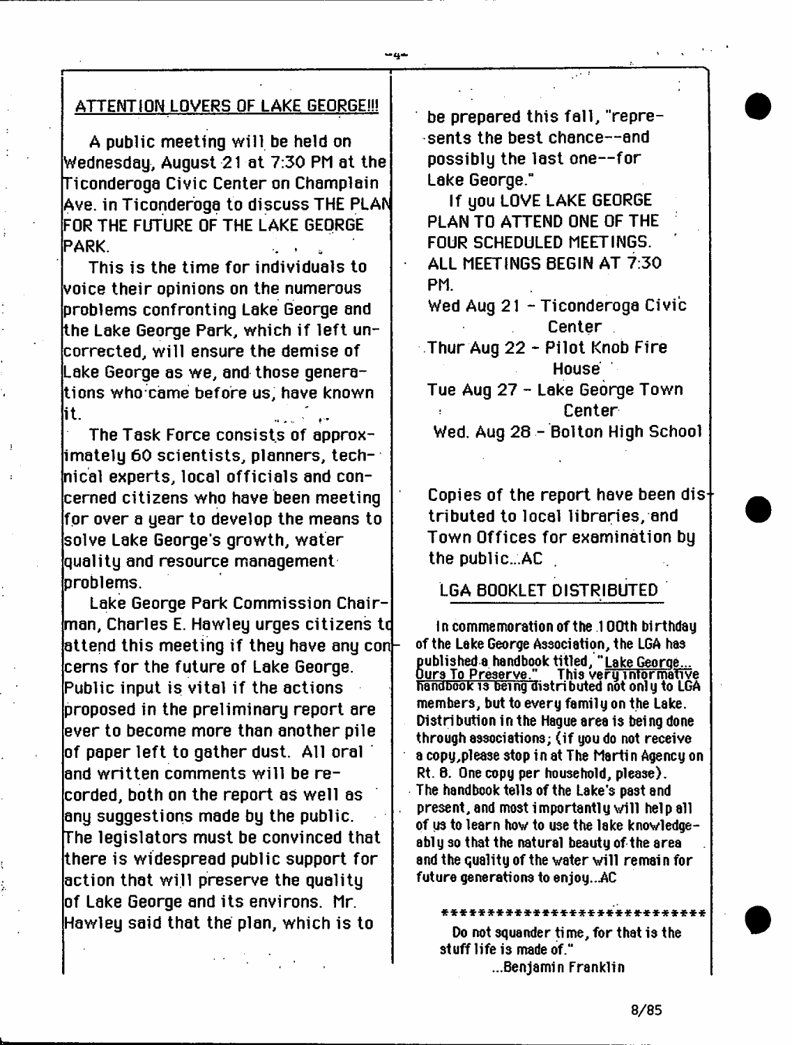## ATTENTION LOVERS OF LAKE GEORGE!!!

A public meeting will be held on Wednesday, August 21 at 7:30 PM at the Ticonderoga Civic Center on Champlain Ave. in Ticonderoga to discuss THE PLAN FOR THE FUTURE OF THE LAKE GEORGE PARK.

This is the time for individuals to voice their opinions on the numerous problems confronting Lake George and the Lake George Park, which if left uncorrected, will ensure the demise of Lake George as we, and those generations who came before us, have known it.

The Task Force consists of approximately 60 scientists, planners, technical experts, local officials and concerned citizens who have been meeting for over a year to develop the means to solve Lake George's growth, water quality and resource management problems.

Lake George Park Commission Chairman, Charles E. Hawley urges citizens to attend this meeting if they have any concerns for the future of Lake George. Public input is vital if the actions proposed in the preliminary report are ever to become more than another pile of paper left to gather dust. All oral and written comments will be recorded, both on the report as well as any suggestions made by the public. The legislators must be convinced that there is widespread public support for action that will preserve the quality of Lake George and its environs. Mr. Hawley said that the plan, which is to be prepared this fall, "represents the best chance--and possibly the last one--for Lake George."

If you LOVE LAKE GEORGE PLAN TO ATTEND ONE OF THE FOUR SCHEDULED MEETINGS. ALL MEETINGS BEGIN AT 7:30 PM.

Wed Aug 21 - Ticonderoga Civic Center
Thur Aug 22 - Pilot Knob Fire House
Tue Aug 27 - Lake George Town Center
Wed. Aug 28 - Bolton High School

Copies of the report have been distributed to local libraries, and Town Offices for examination by the public...AC

## LGA BOOKLET DISTRIBUTED

In commemoration of the 100th birthday of the Lake George Association, the LGA has published a handbook titled, "Lake George... Ours To Preserve." This very informative handbook is being distributed not only to LGA members, but to every family on the Lake. Distribution in the Hague area is being done through associations; (if you do not receive a copy, please stop in at The Martin Agency on Rt. 8. One copy per household, please). The handbook tells of the Lake's past and present, and most importantly will help all of us to learn how to use the lake knowledgeably so that the natural beauty of the area and the quality of the water will remain for future generations to enjoy...AC

*****************************

Do not squander time, for that is the stuff life is made of."
...Benjamin Franklin

8/85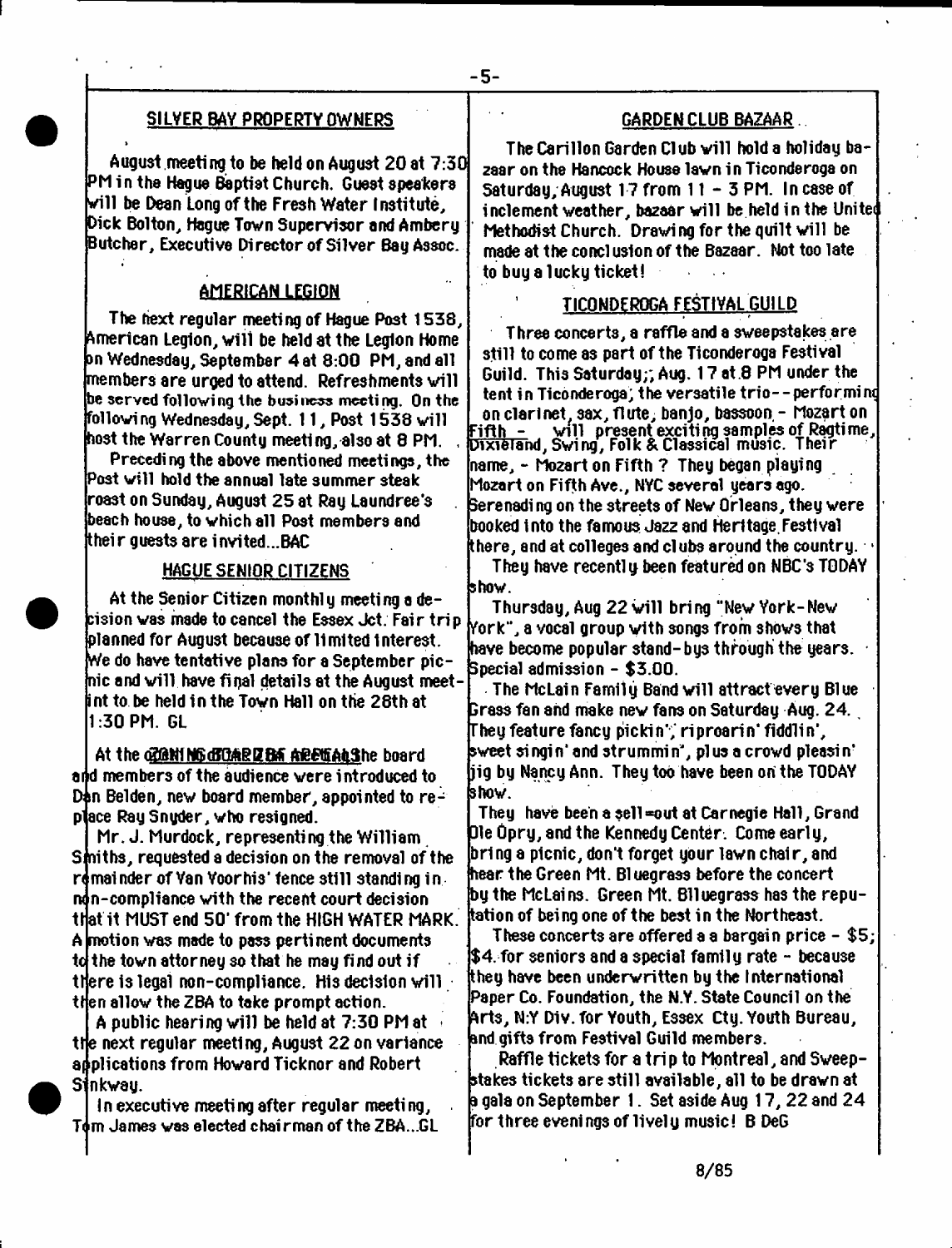## SILVER BAY PROPERTY OWNERS

August meeting to be held on August 20 at 7:30 PM in the Hague Baptist Church. Guest speakers will be Dean Long of the Fresh Water Institute, Dick Bolton, Hague Town Supervisor and Ambery Butcher, Executive Director of Silver Bay Assoc.

## AMERICAN LEGION

The next regular meeting of Hague Post 1538, American Legion, will be held at the Legion Home on Wednesday, September 4 at 8:00 PM, and all members are urged to attend. Refreshments will be served following the business meeting. On the following Wednesday, Sept. 11, Post 1538 will host the Warren County meeting, also at 8 PM.

Preceding the above mentioned meetings, the Post will hold the annual late summer steak roast on Sunday, August 25 at Ray Laundree's beach house, to which all Post members and their guests are invited...BAC

## HAGUE SENIOR CITIZENS

At the Senior Citizen monthly meeting a decision was made to cancel the Essex Jct. Fair trip planned for August because of limited interest. We do have tentative plans for a September picnic and will have final details at the August meeting to be held in the Town Hall on the 28th at 1:30 PM. GL

At the ZONING BOARD OF APPEALS the board and members of the audience were introduced to Don Belden, new board member, appointed to replace Ray Snyder, who resigned.

Mr. J. Murdock, representing the William Smiths, requested a decision on the removal of the remainder of Van Voorhis' fence still standing in non-compliance with the recent court decision that it MUST end 50' from the HIGH WATER MARK. A motion was made to pass pertinent documents to the town attorney so that he may find out if there is legal non-compliance. His decision will then allow the ZBA to take prompt action.

A public hearing will be held at 7:30 PM at the next regular meeting, August 22 on variance applications from Howard Ticknor and Robert Sinkway.

In executive meeting after regular meeting, Tom James was elected chairman of the ZBA...GL

## GARDEN CLUB BAZAAR

The Carillon Garden Club will hold a holiday bazaar on the Hancock House lawn in Ticonderoga on Saturday, August 17 from 11 - 3 PM. In case of inclement weather, bazaar will be held in the United Methodist Church. Drawing for the quilt will be made at the conclusion of the Bazaar. Not too late to buy a lucky ticket!

## TICONDEROGA FESTIVAL GUILD

Three concerts, a raffle and a sweepstakes are still to come as part of the Ticonderoga Festival Guild. This Saturday, Aug. 17 at 8 PM under the tent in Ticonderoga, the versatile trio--performing on clarinet, sax, flute, banjo, bassoon - Mozart on Fifth - will present exciting samples of Ragtime, Dixieland, Swing, Folk & Classical music. Their name, - Mozart on Fifth ? They began playing Mozart on Fifth Ave., NYC several years ago. Serenading on the streets of New Orleans, they were booked into the famous Jazz and Heritage Festival there, and at colleges and clubs around the country. They have recently been featured on NBC's TODAY show.

Thursday, Aug 22 will bring "New York-New York", a vocal group with songs from shows that have become popular stand-bys through the years. Special admission - $3.00.

The McLain Family Band will attract every Blue Grass fan and make new fans on Saturday Aug. 24. They feature fancy pickin', riproarin' fiddlin', sweet singin' and strummin', plus a crowd pleasin' jig by Nancy Ann. They too have been on the TODAY show.

They have been a sell-out at Carnegie Hall, Grand Ole Opry, and the Kennedy Center. Come early, bring a picnic, don't forget your lawn chair, and hear the Green Mt. Bluegrass before the concert by the McLains. Green Mt. Bluegrass has the reputation of being one of the best in the Northeast.

These concerts are offered a a bargain price - $5; $4. for seniors and a special family rate - because they have been underwritten by the International Paper Co. Foundation, the N.Y. State Council on the Arts, N.Y Div. for Youth, Essex Cty. Youth Bureau, and gifts from Festival Guild members.

Raffle tickets for a trip to Montreal, and Sweepstakes tickets are still available, all to be drawn at a gala on September 1. Set aside Aug 17, 22 and 24 for three evenings of lively music! B DeG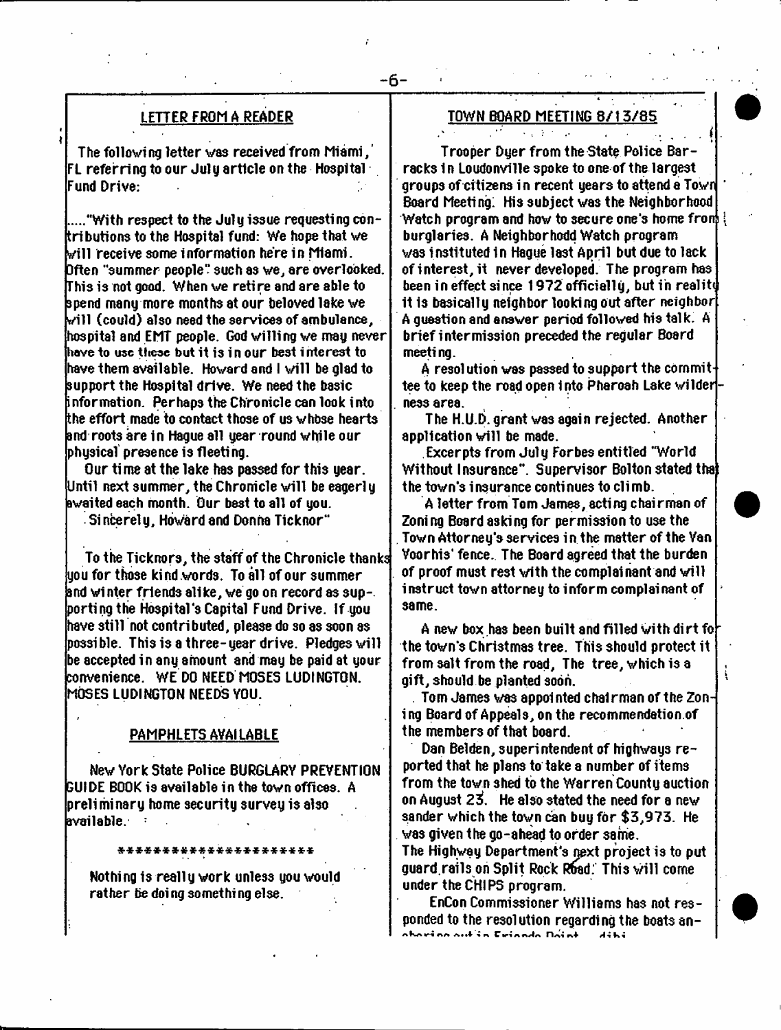## LETTER FROM A READER

The following letter was received from Miami, FL referring to our July article on the Hospital Fund Drive:

....."With respect to the July issue requesting contributions to the Hospital fund: We hope that we will receive some information here in Miami. Often "summer people" such as we, are overlooked. This is not good. When we retire and are able to spend many more months at our beloved lake we will (could) also need the services of ambulance, hospital and EMT people. God willing we may never have to use these but it is in our best interest to have them available. Howard and I will be glad to support the Hospital drive. We need the basic information. Perhaps the Chronicle can look into the effort made to contact those of us whose hearts and roots are in Hague all year round while our physical presence is fleeting.

Our time at the lake has passed for this year. Until next summer, the Chronicle will be eagerly awaited each month. Our best to all of you.

Sincerely, Howard and Donna Ticknor"

To the Ticknors, the staff of the Chronicle thanks you for those kind words. To all of our summer and winter friends alike, we go on record as supporting the Hospital's Capital Fund Drive. If you have still not contributed, please do so as soon as possible. This is a three-year drive. Pledges will be accepted in any amount and may be paid at your convenience. WE DO NEED MOSES LUDINGTON. MOSES LUDINGTON NEEDS YOU.

## PAMPHLETS AVAILABLE

New York State Police BURGLARY PREVENTION GUIDE BOOK is available in the town offices. A preliminary home security survey is also available.

**********************

Nothing is really work unless you would rather be doing something else.

## TOWN BOARD MEETING 8/13/85

Trooper Dyer from the State Police Barracks in Loudonville spoke to one of the largest groups of citizens in recent years to attend a Town Board Meeting. His subject was the Neighborhood Watch program and how to secure one's home from burglaries. A Neighborhodd Watch program was instituted in Hague last April but due to lack of interest, it never developed. The program has been in effect since 1972 officially, but in reality it is basically neighbor looking out after neighbor. A question and answer period followed his talk. A brief intermission preceded the regular Board meeting.

A resolution was passed to support the committee to keep the road open into Pharoah Lake wilderness area.

The H.U.D. grant was again rejected. Another application will be made.

Excerpts from July Forbes entitled "World Without Insurance". Supervisor Bolton stated that the town's insurance continues to climb.

A letter from Tom James, acting chairman of Zoning Board asking for permission to use the Town Attorney's services in the matter of the Van Voorhis' fence. The Board agreed that the burden of proof must rest with the complainant and will instruct town attorney to inform complainant of same.

A new box has been built and filled with dirt for the town's Christmas tree. This should protect it from salt from the road. The tree, which is a gift, should be planted soon.

Tom James was appointed chairman of the Zoning Board of Appeals, on the recommendation of the members of that board.

Dan Belden, superintendent of highways reported that he plans to take a number of items from the town shed to the Warren County auction on August 23. He also stated the need for a new sander which the town can buy for $3,973. He was given the go-ahead to order same.

The Highway Department's next project is to put guard rails on Split Rock Road. This will come under the CHIPS program.

EnCon Commissioner Williams has not responded to the resolution regarding the boats anchoring out in Friends Point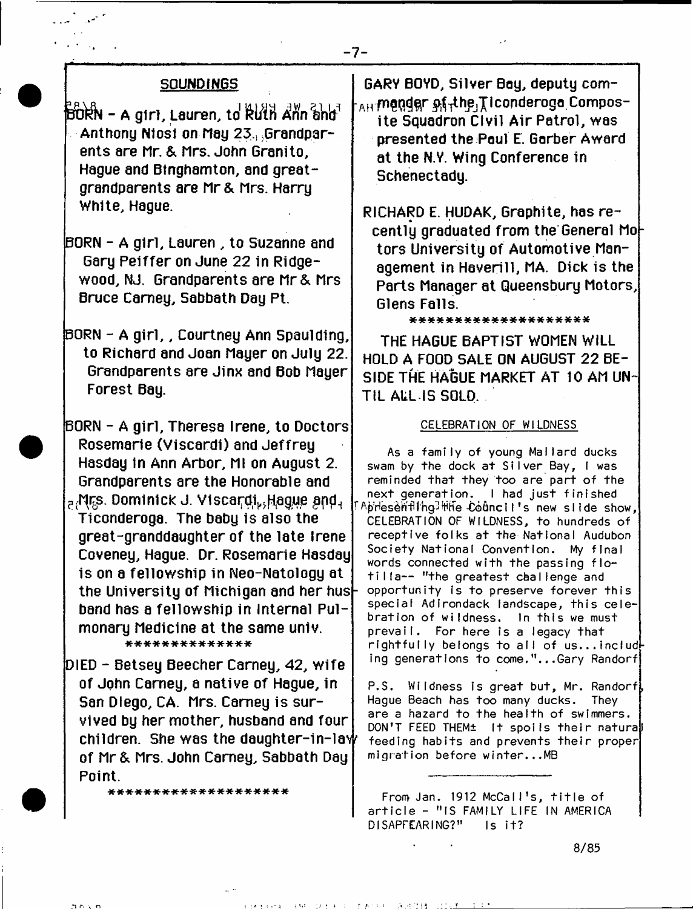## SOUNDINGS

BORN - A girl, Lauren, to Ruth Ann and Anthony Niosi on May 23. Grandparents are Mr. & Mrs. John Granito, Hague and Binghamton, and great-grandparents are Mr & Mrs. Harry White, Hague.

BORN - A girl, Lauren , to Suzanne and Gary Peiffer on June 22 in Ridgewood, NJ. Grandparents are Mr & Mrs Bruce Carney, Sabbath Day Pt.

BORN - A girl, , Courtney Ann Spaulding, to Richard and Joan Mayer on July 22. Grandparents are Jinx and Bob Mayer Forest Bay.

BORN - A girl, Theresa Irene, to Doctors Rosemarie (Viscardi) and Jeffrey Hasday in Ann Arbor, MI on August 2. Grandparents are the Honorable and Mrs. Dominick J. Viscardi, Hague and Ticonderoga. The baby is also the great-granddaughter of the late Irene Coveney, Hague. Dr. Rosemarie Hasday is on a fellowship in Neo-Natology at the University of Michigan and her husband has a fellowship in Internal Pulmonary Medicine at the same univ.

**************

DIED - Betsey Beecher Carney, 42, wife of John Carney, a native of Hague, in San Diego, CA. Mrs. Carney is survived by her mother, husband and four children. She was the daughter-in-law of Mr & Mrs. John Carney, Sabbath Day Point.

********************

GARY BOYD, Silver Bay, deputy commander of the Ticonderoga Composite Squadron Civil Air Patrol, was presented the Paul E. Garber Award at the N.Y. Wing Conference in Schenectady.

RICHARD E. HUDAK, Graphite, has recently graduated from the General Motors University of Automotive Management in Haverill, MA. Dick is the Parts Manager at Queensbury Motors, Glens Falls.

********************

THE HAGUE BAPTIST WOMEN WILL HOLD A FOOD SALE ON AUGUST 22 BESIDE THE HAGUE MARKET AT 10 AM UNTIL ALL IS SOLD.

### CELEBRATION OF WILDNESS

As a family of young Mallard ducks swam by the dock at Silver Bay, I was reminded that they too are part of the next generation. I had just finished presenting the Council's new slide show, CELEBRATION OF WILDNESS, to hundreds of receptive folks at the National Audubon Society National Convention. My final words connected with the passing flotilla-- "the greatest challenge and opportunity is to preserve forever this special Adirondack landscape, this celebration of wildness. In this we must prevail. For here is a legacy that rightfully belongs to all of us...including generations to come."...Gary Randorf

P.S. Wildness is great but, Mr. Randorf, Hague Beach has too many ducks. They are a hazard to the health of swimmers. DON'T FEED THEM± It spoils their natural feeding habits and prevents their proper migration before winter...MB

---

From Jan. 1912 McCall's, title of article - "IS FAMILY LIFE IN AMERICA DISAPPEARING?" Is it?

8/85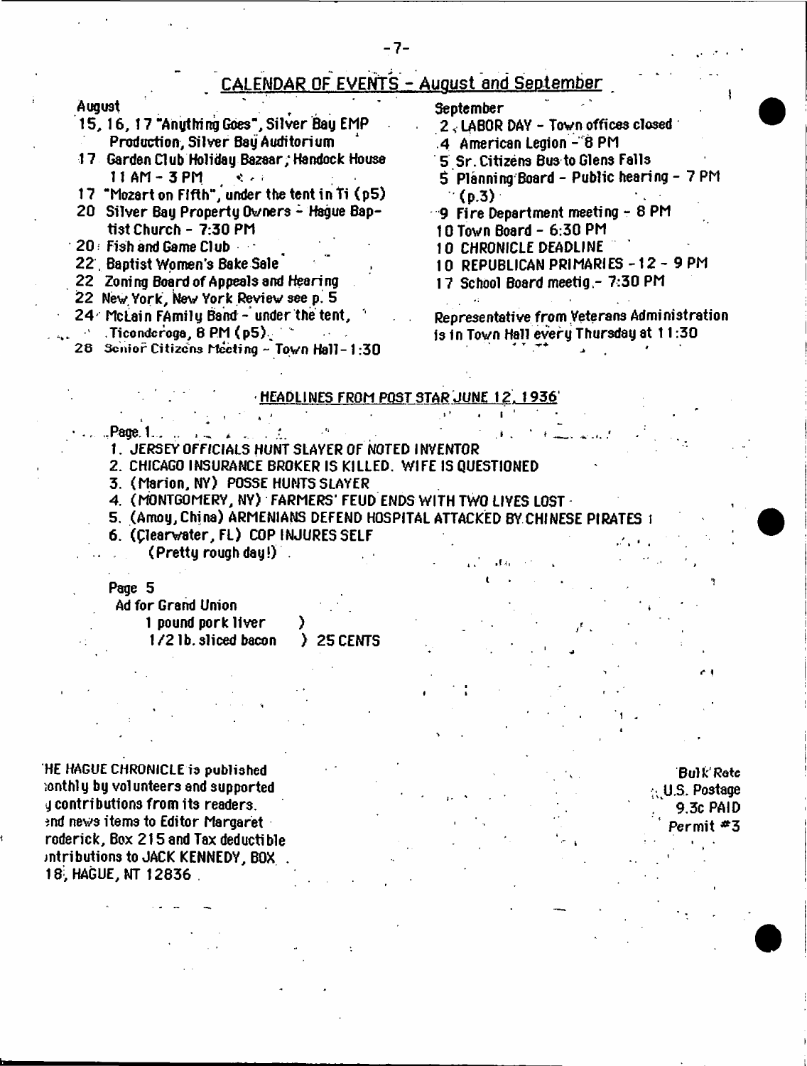## CALENDAR OF EVENTS - August and September

**August**

- 15, 16, 17 "Anything Goes", Silver Bay EMP Production, Silver Bay Auditorium
- 17 Garden Club Holiday Bazaar; Handock House 11 AM - 3 PM
- 17 "Mozart on Fifth", under the tent in Ti (p5)
- 20 Silver Bay Property Owners - Hague Baptist Church - 7:30 PM
- 20 Fish and Game Club
- 22 Baptist Women's Bake Sale
- 22 Zoning Board of Appeals and Hearing
- 22 New York, New York Review see p. 5
- 24 McLain FAmily Band - under the tent, Ticonderoga, 8 PM (p5)
- 26 Senior Citizens Meeting - Town Hall - 1:30

**September**

- 2 LABOR DAY - Town offices closed
- 4 American Legion - 8 PM
- 5 Sr. Citizens Bus to Glens Falls
- 5 Planning Board - Public hearing - 7 PM (p.3)
- 9 Fire Department meeting - 8 PM
- 10 Town Board - 6:30 PM
- 10 CHRONICLE DEADLINE
- 10 REPUBLICAN PRIMARIES - 12 - 9 PM
- 17 School Board meetig.- 7:30 PM

Representative from Veterans Administration is in Town Hall every Thursday at 11:30

## HEADLINES FROM POST STAR JUNE 12, 1936

Page 1

1. JERSEY OFFICIALS HUNT SLAYER OF NOTED INVENTOR
2. CHICAGO INSURANCE BROKER IS KILLED. WIFE IS QUESTIONED
3. (Marion, NY) POSSE HUNTS SLAYER
4. (MONTGOMERY, NY) FARMERS' FEUD ENDS WITH TWO LIVES LOST
5. (Amoy, China) ARMENIANS DEFEND HOSPITAL ATTACKED BY CHINESE PIRATES
6. (Clearwater, FL) COP INJURES SELF

(Pretty rough day!)

Page 5

Ad for Grand Union

1 pound pork liver )
1/2 lb. sliced bacon ) 25 CENTS

'HE HAGUE CHRONICLE is published
onthly by volunteers and supported
y contributions from its readers.
end news items to Editor Margaret
roderick, Box 215 and Tax deductible
ontributions to JACK KENNEDY, BOX
18, HAGUE, NT 12836

Bulk Rate
U.S. Postage
9.3c PAID
Permit #3